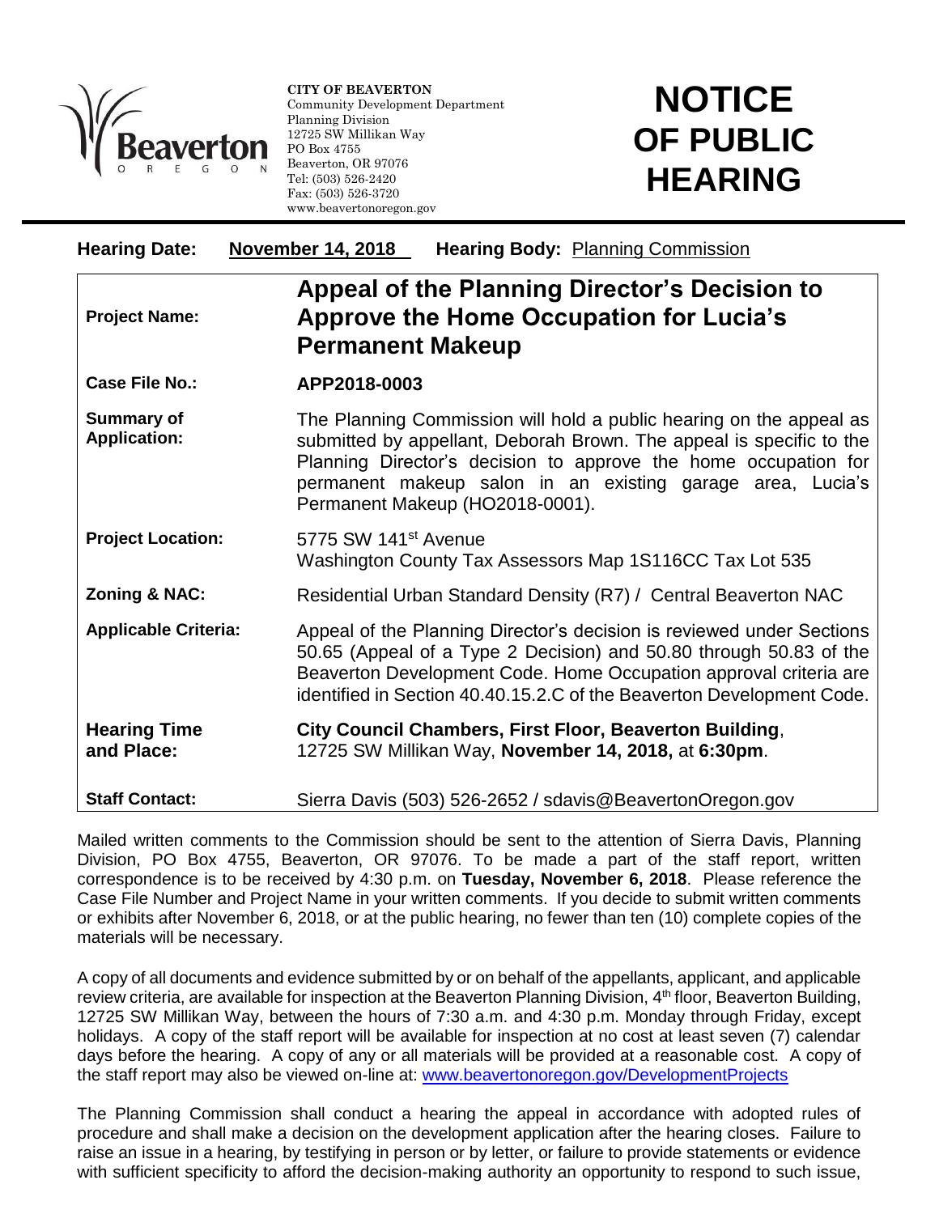**CITY OF BEAVERTON**
Community Development Department
Planning Division
12725 SW Millikan Way
PO Box 4755
Beaverton, OR 97076
Tel: (503) 526-2420
Fax: (503) 526-3720
www.beavertonoregon.gov

# NOTICE OF PUBLIC HEARING

**Hearing Date:** **November 14, 2018** **Hearing Body:** Planning Commission

| | |
|---|---|
| **Project Name:** | **Appeal of the Planning Director's Decision to Approve the Home Occupation for Lucia's Permanent Makeup** |
| **Case File No.:** | **APP2018-0003** |
| **Summary of Application:** | The Planning Commission will hold a public hearing on the appeal as submitted by appellant, Deborah Brown. The appeal is specific to the Planning Director's decision to approve the home occupation for permanent makeup salon in an existing garage area, Lucia's Permanent Makeup (HO2018-0001). |
| **Project Location:** | 5775 SW 141st Avenue<br>Washington County Tax Assessors Map 1S116CC Tax Lot 535 |
| **Zoning & NAC:** | Residential Urban Standard Density (R7) / Central Beaverton NAC |
| **Applicable Criteria:** | Appeal of the Planning Director's decision is reviewed under Sections 50.65 (Appeal of a Type 2 Decision) and 50.80 through 50.83 of the Beaverton Development Code. Home Occupation approval criteria are identified in Section 40.40.15.2.C of the Beaverton Development Code. |
| **Hearing Time and Place:** | **City Council Chambers, First Floor, Beaverton Building**, 12725 SW Millikan Way, **November 14, 2018,** at **6:30pm**. |
| **Staff Contact:** | Sierra Davis (503) 526-2652 / sdavis@BeavertonOregon.gov |

Mailed written comments to the Commission should be sent to the attention of Sierra Davis, Planning Division, PO Box 4755, Beaverton, OR 97076. To be made a part of the staff report, written correspondence is to be received by 4:30 p.m. on **Tuesday, November 6, 2018**. Please reference the Case File Number and Project Name in your written comments. If you decide to submit written comments or exhibits after November 6, 2018, or at the public hearing, no fewer than ten (10) complete copies of the materials will be necessary.

A copy of all documents and evidence submitted by or on behalf of the appellants, applicant, and applicable review criteria, are available for inspection at the Beaverton Planning Division, 4th floor, Beaverton Building, 12725 SW Millikan Way, between the hours of 7:30 a.m. and 4:30 p.m. Monday through Friday, except holidays. A copy of the staff report will be available for inspection at no cost at least seven (7) calendar days before the hearing. A copy of any or all materials will be provided at a reasonable cost. A copy of the staff report may also be viewed on-line at: www.beavertonoregon.gov/DevelopmentProjects

The Planning Commission shall conduct a hearing the appeal in accordance with adopted rules of procedure and shall make a decision on the development application after the hearing closes. Failure to raise an issue in a hearing, by testifying in person or by letter, or failure to provide statements or evidence with sufficient specificity to afford the decision-making authority an opportunity to respond to such issue,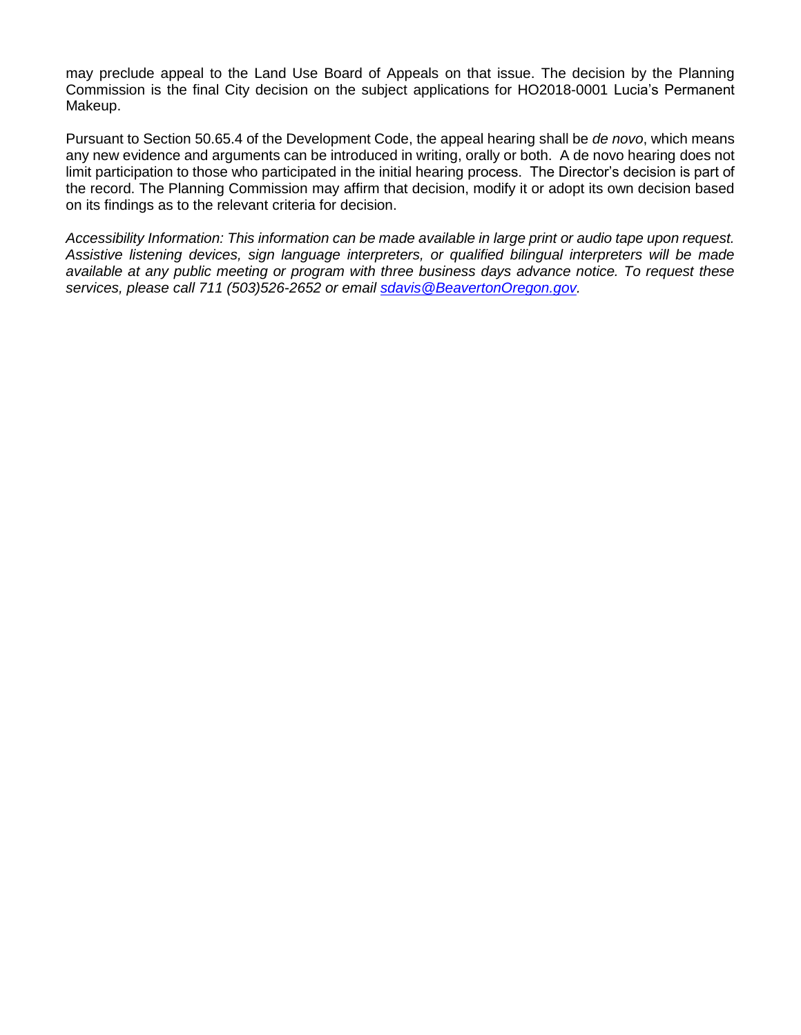may preclude appeal to the Land Use Board of Appeals on that issue. The decision by the Planning Commission is the final City decision on the subject applications for HO2018-0001 Lucia's Permanent Makeup.

Pursuant to Section 50.65.4 of the Development Code, the appeal hearing shall be *de novo*, which means any new evidence and arguments can be introduced in writing, orally or both. A de novo hearing does not limit participation to those who participated in the initial hearing process. The Director's decision is part of the record. The Planning Commission may affirm that decision, modify it or adopt its own decision based on its findings as to the relevant criteria for decision.

*Accessibility Information: This information can be made available in large print or audio tape upon request. Assistive listening devices, sign language interpreters, or qualified bilingual interpreters will be made available at any public meeting or program with three business days advance notice. To request these services, please call 711 (503)526-2652 or email [sdavis@BeavertonOregon.gov](mailto:sdavis@BeavertonOregon.gov).*